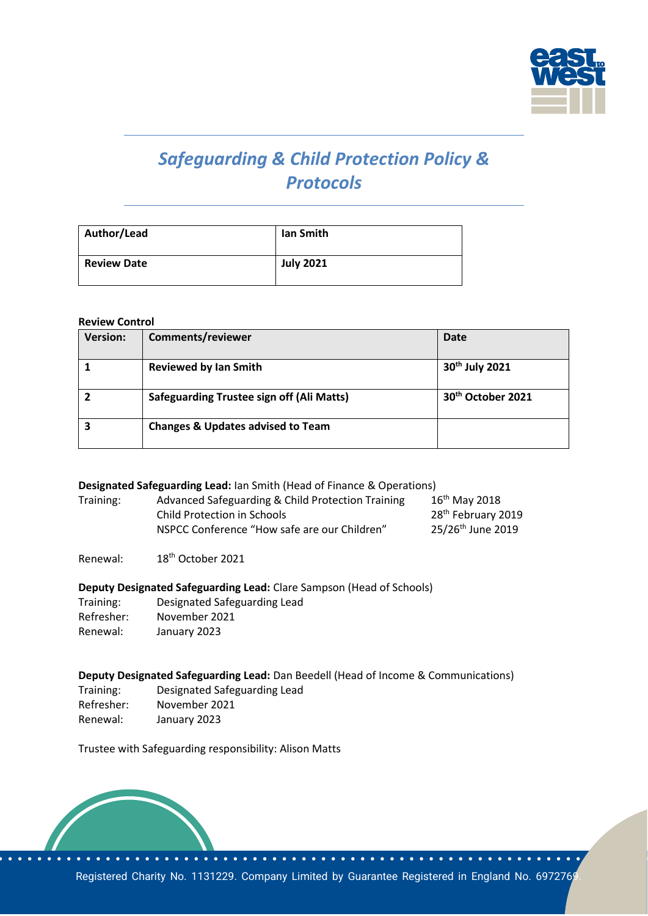# *Safeguarding & Child Protection Policy & Protocols*

| **Author/Lead** | **Ian Smith** |
|---|---|
| **Review Date** | **July 2021** |

**Review Control**

| **Version:** | **Comments/reviewer** | **Date** |
|---|---|---|
| **1** | **Reviewed by Ian Smith** | **30th July 2021** |
| **2** | **Safeguarding Trustee sign off (Ali Matts)** | **30th October 2021** |
| **3** | **Changes & Updates advised to Team** | |

**Designated Safeguarding Lead:** Ian Smith (Head of Finance & Operations)

| | | |
|---|---|---|
| Training: | Advanced Safeguarding & Child Protection Training | 16th May 2018 |
| | Child Protection in Schools | 28th February 2019 |
| | NSPCC Conference "How safe are our Children" | 25/26th June 2019 |

Renewal: 18th October 2021

**Deputy Designated Safeguarding Lead:** Clare Sampson (Head of Schools)

Training: Designated Safeguarding Lead
Refresher: November 2021
Renewal: January 2023

**Deputy Designated Safeguarding Lead:** Dan Beedell (Head of Income & Communications)

Training: Designated Safeguarding Lead
Refresher: November 2021
Renewal: January 2023

Trustee with Safeguarding responsibility: Alison Matts

Registered Charity No. 1131229. Company Limited by Guarantee Registered in England No. 6972769.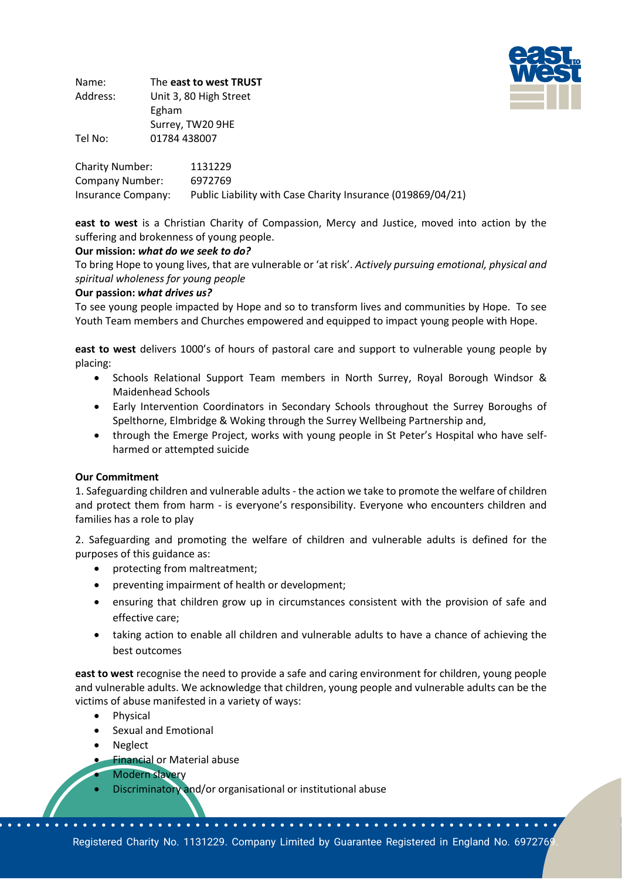Name: The **east to west TRUST**
Address: Unit 3, 80 High Street
Egham
Surrey, TW20 9HE
Tel No: 01784 438007

Charity Number: 1131229
Company Number: 6972769
Insurance Company: Public Liability with Case Charity Insurance (019869/04/21)

**east to west** is a Christian Charity of Compassion, Mercy and Justice, moved into action by the suffering and brokenness of young people.

**Our mission:** ***what do we seek to do?***

To bring Hope to young lives, that are vulnerable or 'at risk'. *Actively pursuing emotional, physical and spiritual wholeness for young people*

**Our passion:** ***what drives us?***

To see young people impacted by Hope and so to transform lives and communities by Hope. To see Youth Team members and Churches empowered and equipped to impact young people with Hope.

**east to west** delivers 1000's of hours of pastoral care and support to vulnerable young people by placing:

- Schools Relational Support Team members in North Surrey, Royal Borough Windsor & Maidenhead Schools
- Early Intervention Coordinators in Secondary Schools throughout the Surrey Boroughs of Spelthorne, Elmbridge & Woking through the Surrey Wellbeing Partnership and,
- through the Emerge Project, works with young people in St Peter's Hospital who have self-harmed or attempted suicide

**Our Commitment**

1. Safeguarding children and vulnerable adults - the action we take to promote the welfare of children and protect them from harm - is everyone's responsibility. Everyone who encounters children and families has a role to play

2. Safeguarding and promoting the welfare of children and vulnerable adults is defined for the purposes of this guidance as:

- protecting from maltreatment;
- preventing impairment of health or development;
- ensuring that children grow up in circumstances consistent with the provision of safe and effective care;
- taking action to enable all children and vulnerable adults to have a chance of achieving the best outcomes

**east to west** recognise the need to provide a safe and caring environment for children, young people and vulnerable adults. We acknowledge that children, young people and vulnerable adults can be the victims of abuse manifested in a variety of ways:

- Physical
- Sexual and Emotional
- Neglect
- Financial or Material abuse
- Modern slavery
- Discriminatory and/or organisational or institutional abuse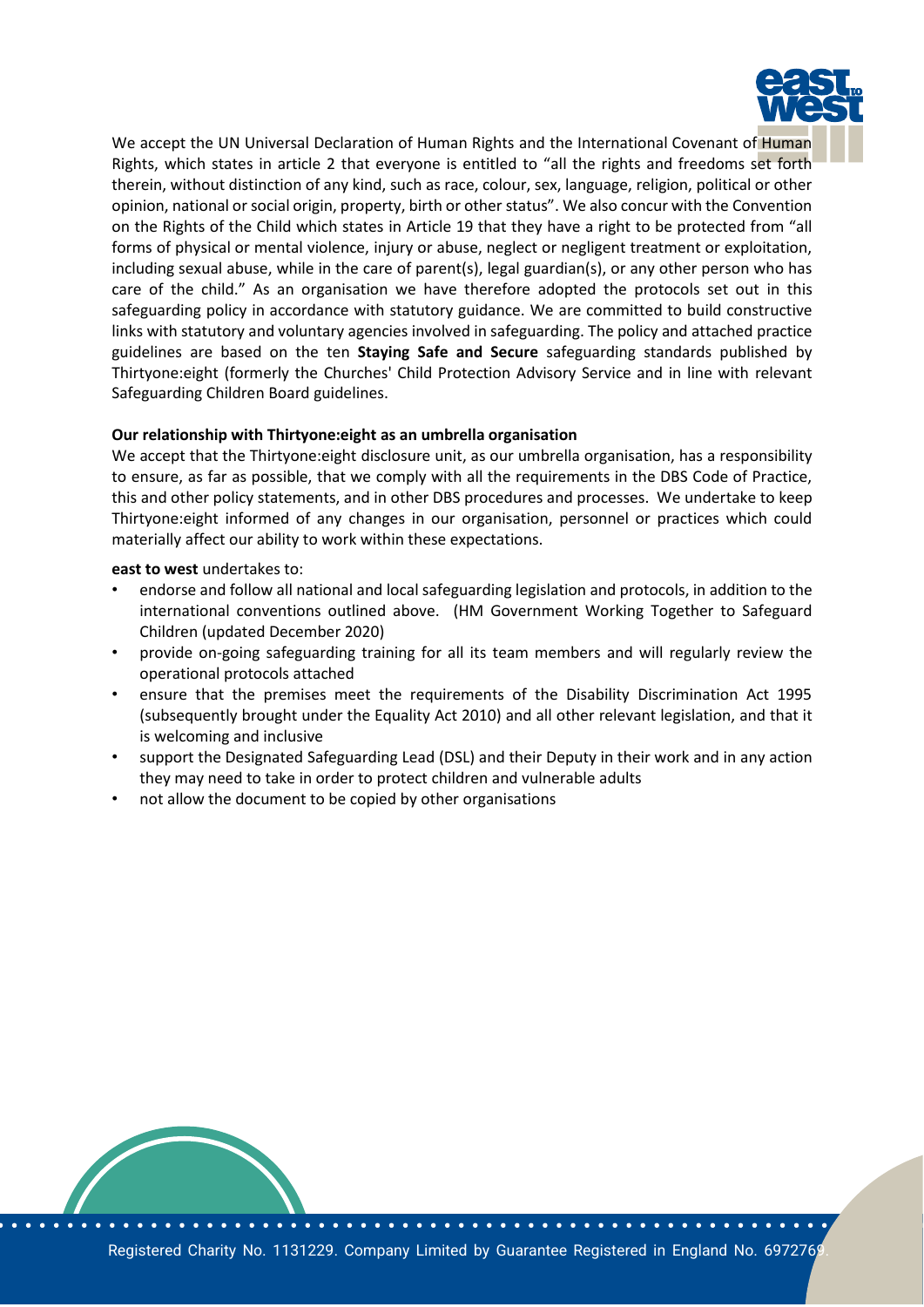We accept the UN Universal Declaration of Human Rights and the International Covenant of Human Rights, which states in article 2 that everyone is entitled to "all the rights and freedoms set forth therein, without distinction of any kind, such as race, colour, sex, language, religion, political or other opinion, national or social origin, property, birth or other status". We also concur with the Convention on the Rights of the Child which states in Article 19 that they have a right to be protected from "all forms of physical or mental violence, injury or abuse, neglect or negligent treatment or exploitation, including sexual abuse, while in the care of parent(s), legal guardian(s), or any other person who has care of the child." As an organisation we have therefore adopted the protocols set out in this safeguarding policy in accordance with statutory guidance. We are committed to build constructive links with statutory and voluntary agencies involved in safeguarding. The policy and attached practice guidelines are based on the ten **Staying Safe and Secure** safeguarding standards published by Thirtyone:eight (formerly the Churches' Child Protection Advisory Service and in line with relevant Safeguarding Children Board guidelines.

**Our relationship with Thirtyone:eight as an umbrella organisation**

We accept that the Thirtyone:eight disclosure unit, as our umbrella organisation, has a responsibility to ensure, as far as possible, that we comply with all the requirements in the DBS Code of Practice, this and other policy statements, and in other DBS procedures and processes. We undertake to keep Thirtyone:eight informed of any changes in our organisation, personnel or practices which could materially affect our ability to work within these expectations.

**east to west** undertakes to:

- endorse and follow all national and local safeguarding legislation and protocols, in addition to the international conventions outlined above. (HM Government Working Together to Safeguard Children (updated December 2020)
- provide on-going safeguarding training for all its team members and will regularly review the operational protocols attached
- ensure that the premises meet the requirements of the Disability Discrimination Act 1995 (subsequently brought under the Equality Act 2010) and all other relevant legislation, and that it is welcoming and inclusive
- support the Designated Safeguarding Lead (DSL) and their Deputy in their work and in any action they may need to take in order to protect children and vulnerable adults
- not allow the document to be copied by other organisations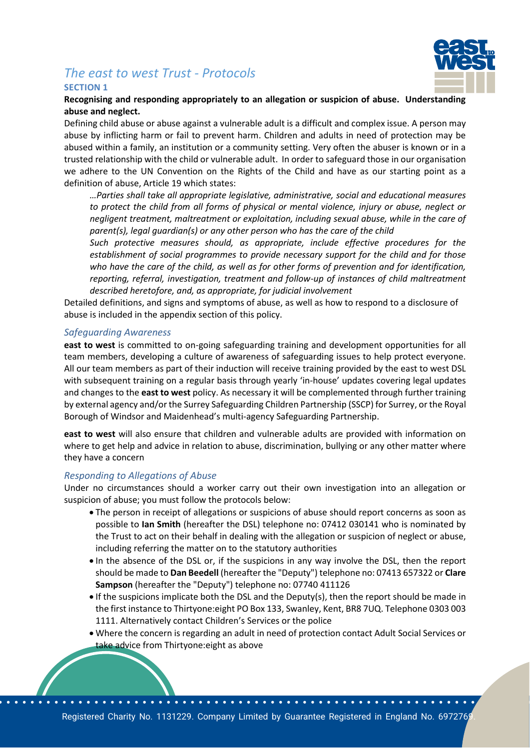# *The east to west Trust - Protocols*

## SECTION 1

**Recognising and responding appropriately to an allegation or suspicion of abuse. Understanding abuse and neglect.**

Defining child abuse or abuse against a vulnerable adult is a difficult and complex issue. A person may abuse by inflicting harm or fail to prevent harm. Children and adults in need of protection may be abused within a family, an institution or a community setting. Very often the abuser is known or in a trusted relationship with the child or vulnerable adult. In order to safeguard those in our organisation we adhere to the UN Convention on the Rights of the Child and have as our starting point as a definition of abuse, Article 19 which states:

> *…Parties shall take all appropriate legislative, administrative, social and educational measures to protect the child from all forms of physical or mental violence, injury or abuse, neglect or negligent treatment, maltreatment or exploitation, including sexual abuse, while in the care of parent(s), legal guardian(s) or any other person who has the care of the child*
>
> *Such protective measures should, as appropriate, include effective procedures for the establishment of social programmes to provide necessary support for the child and for those who have the care of the child, as well as for other forms of prevention and for identification, reporting, referral, investigation, treatment and follow-up of instances of child maltreatment described heretofore, and, as appropriate, for judicial involvement*

Detailed definitions, and signs and symptoms of abuse, as well as how to respond to a disclosure of abuse is included in the appendix section of this policy.

### *Safeguarding Awareness*

**east to west** is committed to on-going safeguarding training and development opportunities for all team members, developing a culture of awareness of safeguarding issues to help protect everyone. All our team members as part of their induction will receive training provided by the east to west DSL with subsequent training on a regular basis through yearly 'in-house' updates covering legal updates and changes to the **east to west** policy. As necessary it will be complemented through further training by external agency and/or the Surrey Safeguarding Children Partnership (SSCP) for Surrey, or the Royal Borough of Windsor and Maidenhead's multi-agency Safeguarding Partnership.

**east to west** will also ensure that children and vulnerable adults are provided with information on where to get help and advice in relation to abuse, discrimination, bullying or any other matter where they have a concern

### *Responding to Allegations of Abuse*

Under no circumstances should a worker carry out their own investigation into an allegation or suspicion of abuse; you must follow the protocols below:

- The person in receipt of allegations or suspicions of abuse should report concerns as soon as possible to **Ian Smith** (hereafter the DSL) telephone no: 07412 030141 who is nominated by the Trust to act on their behalf in dealing with the allegation or suspicion of neglect or abuse, including referring the matter on to the statutory authorities
- In the absence of the DSL or, if the suspicions in any way involve the DSL, then the report should be made to **Dan Beedell** (hereafter the "Deputy") telephone no: 07413 657322 or **Clare Sampson** (hereafter the "Deputy") telephone no: 07740 411126
- If the suspicions implicate both the DSL and the Deputy(s), then the report should be made in the first instance to Thirtyone:eight PO Box 133, Swanley, Kent, BR8 7UQ. Telephone 0303 003 1111. Alternatively contact Children's Services or the police
- Where the concern is regarding an adult in need of protection contact Adult Social Services or take advice from Thirtyone:eight as above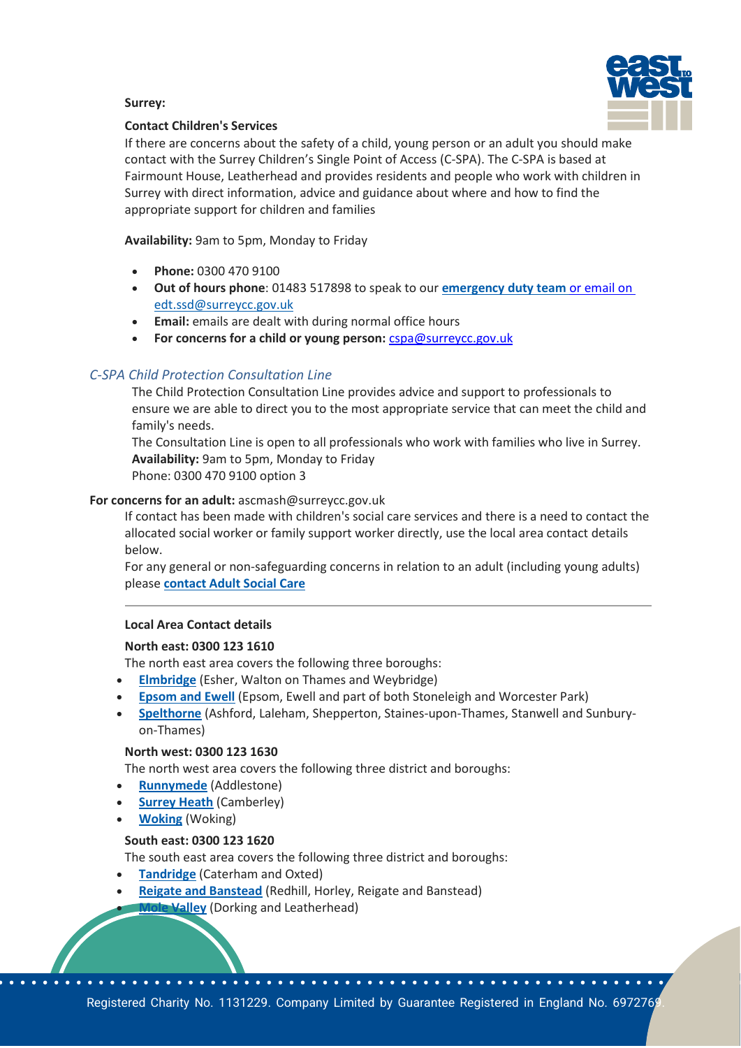**Surrey:**

**Contact Children's Services**

If there are concerns about the safety of a child, young person or an adult you should make contact with the Surrey Children's Single Point of Access (C-SPA). The C-SPA is based at Fairmount House, Leatherhead and provides residents and people who work with children in Surrey with direct information, advice and guidance about where and how to find the appropriate support for children and families

**Availability:** 9am to 5pm, Monday to Friday

- **Phone:** 0300 470 9100
- **Out of hours phone**: 01483 517898 to speak to our **emergency duty team** or email on edt.ssd@surreycc.gov.uk
- **Email:** emails are dealt with during normal office hours
- **For concerns for a child or young person:** cspa@surreycc.gov.uk

*C-SPA Child Protection Consultation Line*

The Child Protection Consultation Line provides advice and support to professionals to ensure we are able to direct you to the most appropriate service that can meet the child and family's needs.

The Consultation Line is open to all professionals who work with families who live in Surrey.

**Availability:** 9am to 5pm, Monday to Friday

Phone: 0300 470 9100 option 3

**For concerns for an adult:** ascmash@surreycc.gov.uk

If contact has been made with children's social care services and there is a need to contact the allocated social worker or family support worker directly, use the local area contact details below.

For any general or non-safeguarding concerns in relation to an adult (including young adults) please **contact Adult Social Care**

---

**Local Area Contact details**

**North east: 0300 123 1610**

The north east area covers the following three boroughs:

- **Elmbridge** (Esher, Walton on Thames and Weybridge)
- **Epsom and Ewell** (Epsom, Ewell and part of both Stoneleigh and Worcester Park)
- **Spelthorne** (Ashford, Laleham, Shepperton, Staines-upon-Thames, Stanwell and Sunbury-on-Thames)

**North west: 0300 123 1630**

The north west area covers the following three district and boroughs:

- **Runnymede** (Addlestone)
- **Surrey Heath** (Camberley)
- **Woking** (Woking)

**South east: 0300 123 1620**

The south east area covers the following three district and boroughs:

- **Tandridge** (Caterham and Oxted)
- **Reigate and Banstead** (Redhill, Horley, Reigate and Banstead)
- **Mole Valley** (Dorking and Leatherhead)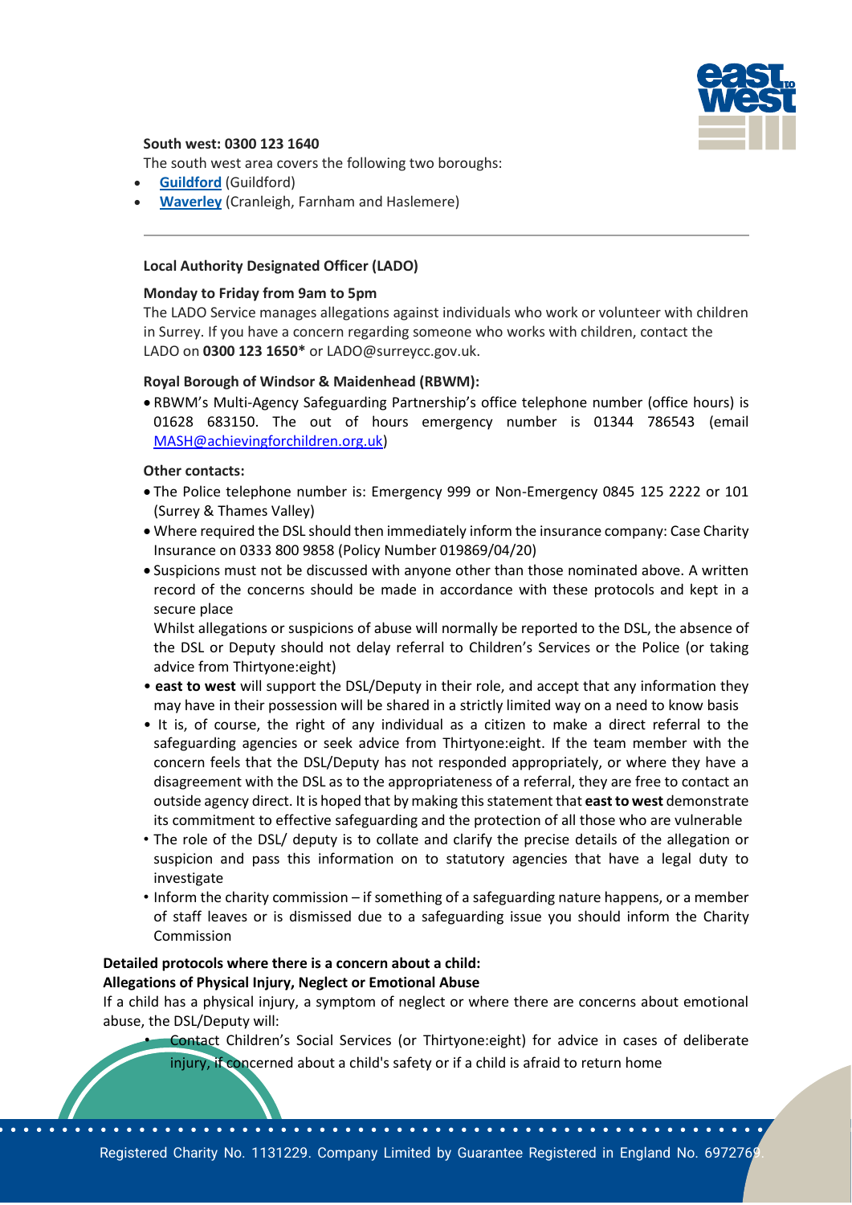**South west: 0300 123 1640**

The south west area covers the following two boroughs:

- **[Guildford](#)** (Guildford)
- **[Waverley](#)** (Cranleigh, Farnham and Haslemere)

---

**Local Authority Designated Officer (LADO)**

**Monday to Friday from 9am to 5pm**

The LADO Service manages allegations against individuals who work or volunteer with children in Surrey. If you have a concern regarding someone who works with children, contact the LADO on **0300 123 1650*** or LADO@surreycc.gov.uk.

**Royal Borough of Windsor & Maidenhead (RBWM):**

- RBWM's Multi-Agency Safeguarding Partnership's office telephone number (office hours) is 01628 683150. The out of hours emergency number is 01344 786543 (email MASH@achievingforchildren.org.uk)

**Other contacts:**

- The Police telephone number is: Emergency 999 or Non-Emergency 0845 125 2222 or 101 (Surrey & Thames Valley)
- Where required the DSL should then immediately inform the insurance company: Case Charity Insurance on 0333 800 9858 (Policy Number 019869/04/20)
- Suspicions must not be discussed with anyone other than those nominated above. A written record of the concerns should be made in accordance with these protocols and kept in a secure place

  Whilst allegations or suspicions of abuse will normally be reported to the DSL, the absence of the DSL or Deputy should not delay referral to Children's Services or the Police (or taking advice from Thirtyone:eight)
- **east to west** will support the DSL/Deputy in their role, and accept that any information they may have in their possession will be shared in a strictly limited way on a need to know basis
- It is, of course, the right of any individual as a citizen to make a direct referral to the safeguarding agencies or seek advice from Thirtyone:eight. If the team member with the concern feels that the DSL/Deputy has not responded appropriately, or where they have a disagreement with the DSL as to the appropriateness of a referral, they are free to contact an outside agency direct. It is hoped that by making this statement that **east to west** demonstrate its commitment to effective safeguarding and the protection of all those who are vulnerable
- The role of the DSL/ deputy is to collate and clarify the precise details of the allegation or suspicion and pass this information on to statutory agencies that have a legal duty to investigate
- Inform the charity commission – if something of a safeguarding nature happens, or a member of staff leaves or is dismissed due to a safeguarding issue you should inform the Charity Commission

**Detailed protocols where there is a concern about a child:**
**Allegations of Physical Injury, Neglect or Emotional Abuse**

If a child has a physical injury, a symptom of neglect or where there are concerns about emotional abuse, the DSL/Deputy will:

- Contact Children's Social Services (or Thirtyone:eight) for advice in cases of deliberate injury, if concerned about a child's safety or if a child is afraid to return home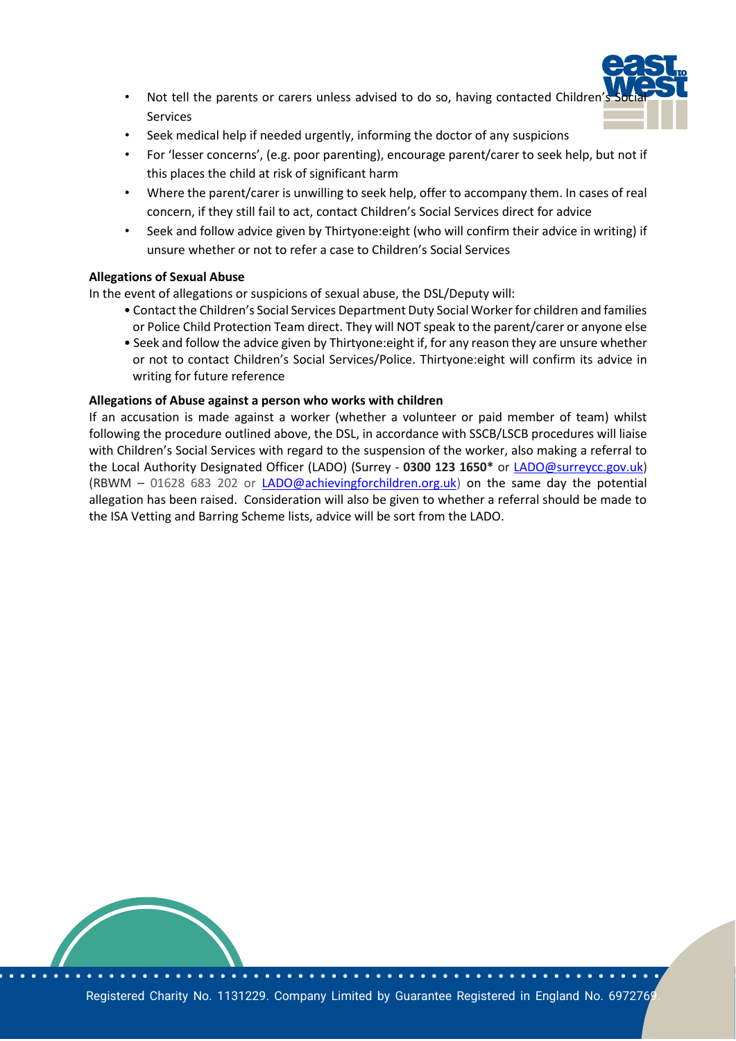- Not tell the parents or carers unless advised to do so, having contacted Children's Social Services
- Seek medical help if needed urgently, informing the doctor of any suspicions
- For 'lesser concerns', (e.g. poor parenting), encourage parent/carer to seek help, but not if this places the child at risk of significant harm
- Where the parent/carer is unwilling to seek help, offer to accompany them. In cases of real concern, if they still fail to act, contact Children's Social Services direct for advice
- Seek and follow advice given by Thirtyone:eight (who will confirm their advice in writing) if unsure whether or not to refer a case to Children's Social Services

**Allegations of Sexual Abuse**

In the event of allegations or suspicions of sexual abuse, the DSL/Deputy will:

- Contact the Children's Social Services Department Duty Social Worker for children and families or Police Child Protection Team direct. They will NOT speak to the parent/carer or anyone else
- Seek and follow the advice given by Thirtyone:eight if, for any reason they are unsure whether or not to contact Children's Social Services/Police. Thirtyone:eight will confirm its advice in writing for future reference

**Allegations of Abuse against a person who works with children**

If an accusation is made against a worker (whether a volunteer or paid member of team) whilst following the procedure outlined above, the DSL, in accordance with SSCB/LSCB procedures will liaise with Children's Social Services with regard to the suspension of the worker, also making a referral to the Local Authority Designated Officer (LADO) (Surrey - **0300 123 1650*** or LADO@surreycc.gov.uk) (RBWM – 01628 683 202 or LADO@achievingforchildren.org.uk) on the same day the potential allegation has been raised. Consideration will also be given to whether a referral should be made to the ISA Vetting and Barring Scheme lists, advice will be sort from the LADO.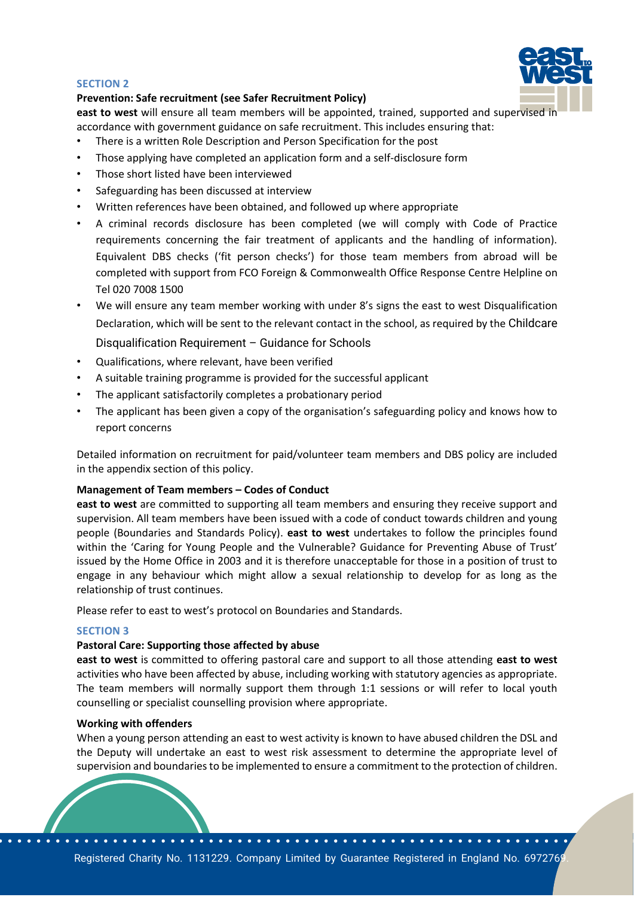## SECTION 2

**Prevention: Safe recruitment (see Safer Recruitment Policy)**

**east to west** will ensure all team members will be appointed, trained, supported and supervised in accordance with government guidance on safe recruitment. This includes ensuring that:

- There is a written Role Description and Person Specification for the post
- Those applying have completed an application form and a self-disclosure form
- Those short listed have been interviewed
- Safeguarding has been discussed at interview
- Written references have been obtained, and followed up where appropriate
- A criminal records disclosure has been completed (we will comply with Code of Practice requirements concerning the fair treatment of applicants and the handling of information). Equivalent DBS checks ('fit person checks') for those team members from abroad will be completed with support from FCO Foreign & Commonwealth Office Response Centre Helpline on Tel 020 7008 1500
- We will ensure any team member working with under 8's signs the east to west Disqualification Declaration, which will be sent to the relevant contact in the school, as required by the Childcare Disqualification Requirement – Guidance for Schools
- Qualifications, where relevant, have been verified
- A suitable training programme is provided for the successful applicant
- The applicant satisfactorily completes a probationary period
- The applicant has been given a copy of the organisation's safeguarding policy and knows how to report concerns

Detailed information on recruitment for paid/volunteer team members and DBS policy are included in the appendix section of this policy.

**Management of Team members – Codes of Conduct**

**east to west** are committed to supporting all team members and ensuring they receive support and supervision. All team members have been issued with a code of conduct towards children and young people (Boundaries and Standards Policy). **east to west** undertakes to follow the principles found within the 'Caring for Young People and the Vulnerable? Guidance for Preventing Abuse of Trust' issued by the Home Office in 2003 and it is therefore unacceptable for those in a position of trust to engage in any behaviour which might allow a sexual relationship to develop for as long as the relationship of trust continues.

Please refer to east to west's protocol on Boundaries and Standards.

## SECTION 3

**Pastoral Care: Supporting those affected by abuse**

**east to west** is committed to offering pastoral care and support to all those attending **east to west** activities who have been affected by abuse, including working with statutory agencies as appropriate. The team members will normally support them through 1:1 sessions or will refer to local youth counselling or specialist counselling provision where appropriate.

**Working with offenders**

When a young person attending an east to west activity is known to have abused children the DSL and the Deputy will undertake an east to west risk assessment to determine the appropriate level of supervision and boundaries to be implemented to ensure a commitment to the protection of children.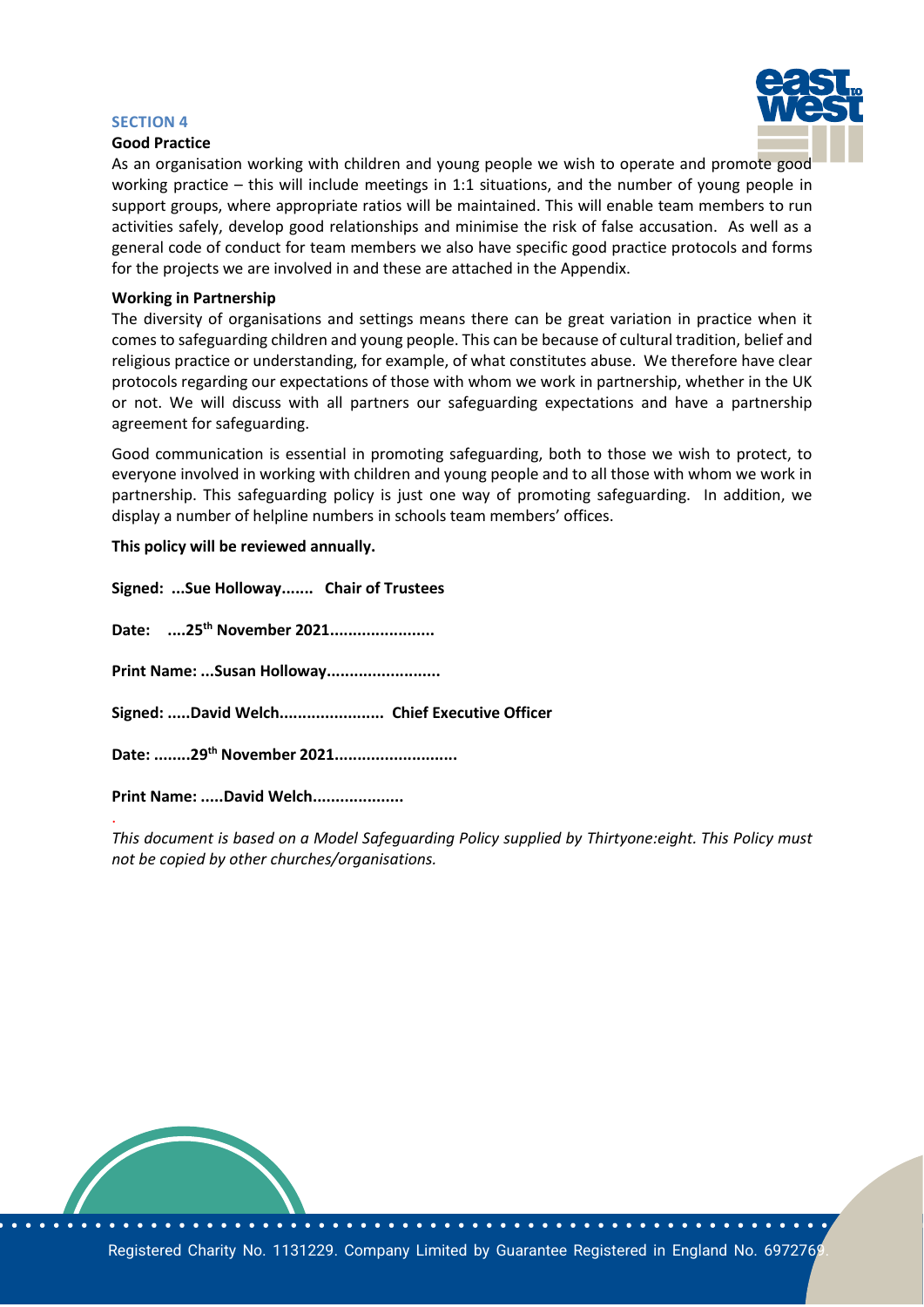## SECTION 4

**Good Practice**

As an organisation working with children and young people we wish to operate and promote good working practice – this will include meetings in 1:1 situations, and the number of young people in support groups, where appropriate ratios will be maintained. This will enable team members to run activities safely, develop good relationships and minimise the risk of false accusation. As well as a general code of conduct for team members we also have specific good practice protocols and forms for the projects we are involved in and these are attached in the Appendix.

**Working in Partnership**

The diversity of organisations and settings means there can be great variation in practice when it comes to safeguarding children and young people. This can be because of cultural tradition, belief and religious practice or understanding, for example, of what constitutes abuse. We therefore have clear protocols regarding our expectations of those with whom we work in partnership, whether in the UK or not. We will discuss with all partners our safeguarding expectations and have a partnership agreement for safeguarding.

Good communication is essential in promoting safeguarding, both to those we wish to protect, to everyone involved in working with children and young people and to all those with whom we work in partnership. This safeguarding policy is just one way of promoting safeguarding. In addition, we display a number of helpline numbers in schools team members' offices.

**This policy will be reviewed annually.**

**Signed: ...Sue Holloway....... Chair of Trustees**

**Date: ....25th November 2021.......................**

**Print Name: ...Susan Holloway.........................**

**Signed: .....David Welch....................... Chief Executive Officer**

**Date: ........29th November 2021..........................**

**Print Name: .....David Welch....................**

*This document is based on a Model Safeguarding Policy supplied by Thirtyone:eight. This Policy must not be copied by other churches/organisations.*

Registered Charity No. 1131229. Company Limited by Guarantee Registered in England No. 6972769.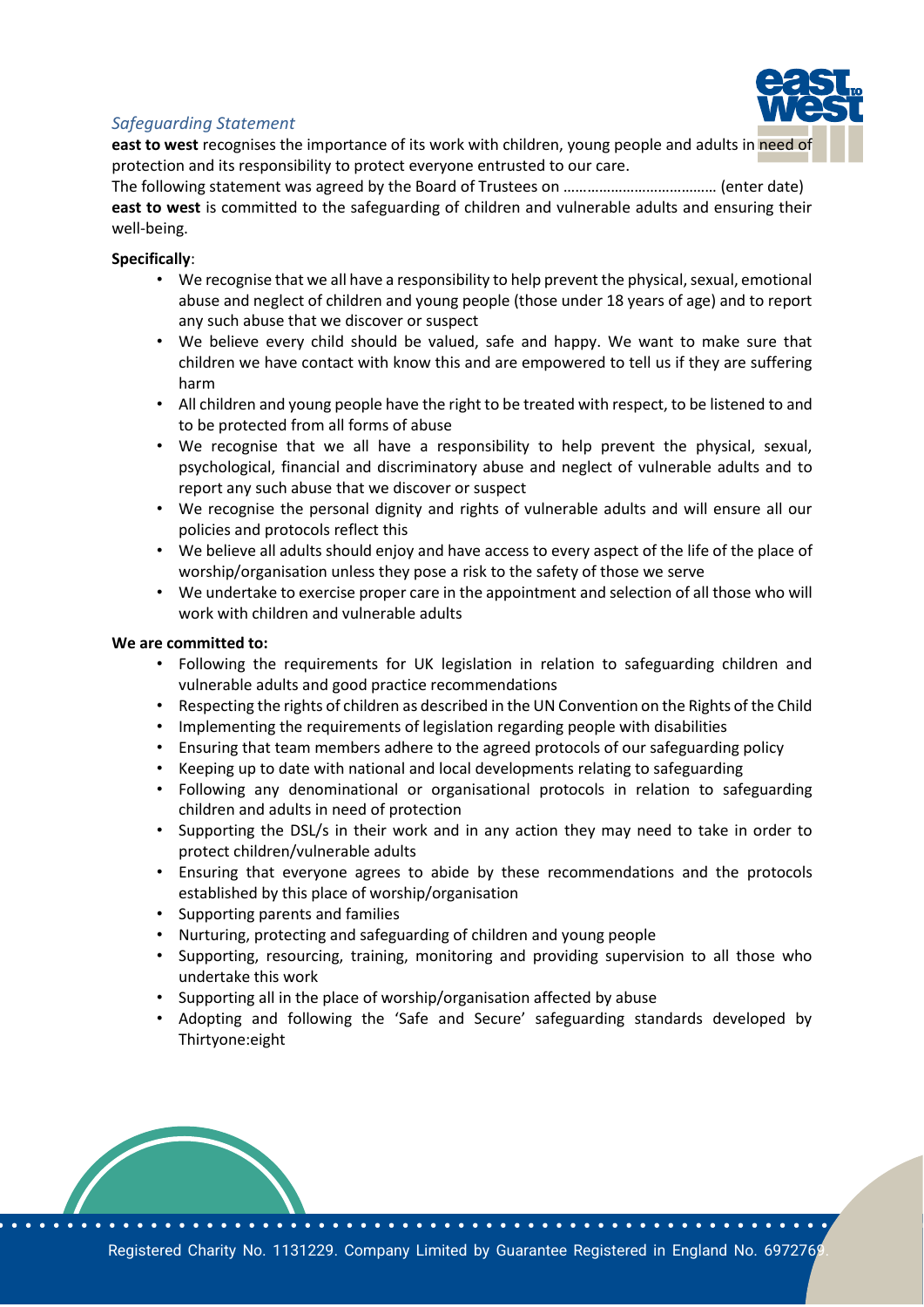*Safeguarding Statement*

**east to west** recognises the importance of its work with children, young people and adults in need of protection and its responsibility to protect everyone entrusted to our care.

The following statement was agreed by the Board of Trustees on ……………………………… (enter date)

**east to west** is committed to the safeguarding of children and vulnerable adults and ensuring their well-being.

**Specifically**:

- We recognise that we all have a responsibility to help prevent the physical, sexual, emotional abuse and neglect of children and young people (those under 18 years of age) and to report any such abuse that we discover or suspect
- We believe every child should be valued, safe and happy. We want to make sure that children we have contact with know this and are empowered to tell us if they are suffering harm
- All children and young people have the right to be treated with respect, to be listened to and to be protected from all forms of abuse
- We recognise that we all have a responsibility to help prevent the physical, sexual, psychological, financial and discriminatory abuse and neglect of vulnerable adults and to report any such abuse that we discover or suspect
- We recognise the personal dignity and rights of vulnerable adults and will ensure all our policies and protocols reflect this
- We believe all adults should enjoy and have access to every aspect of the life of the place of worship/organisation unless they pose a risk to the safety of those we serve
- We undertake to exercise proper care in the appointment and selection of all those who will work with children and vulnerable adults

**We are committed to:**

- Following the requirements for UK legislation in relation to safeguarding children and vulnerable adults and good practice recommendations
- Respecting the rights of children as described in the UN Convention on the Rights of the Child
- Implementing the requirements of legislation regarding people with disabilities
- Ensuring that team members adhere to the agreed protocols of our safeguarding policy
- Keeping up to date with national and local developments relating to safeguarding
- Following any denominational or organisational protocols in relation to safeguarding children and adults in need of protection
- Supporting the DSL/s in their work and in any action they may need to take in order to protect children/vulnerable adults
- Ensuring that everyone agrees to abide by these recommendations and the protocols established by this place of worship/organisation
- Supporting parents and families
- Nurturing, protecting and safeguarding of children and young people
- Supporting, resourcing, training, monitoring and providing supervision to all those who undertake this work
- Supporting all in the place of worship/organisation affected by abuse
- Adopting and following the 'Safe and Secure' safeguarding standards developed by Thirtyone:eight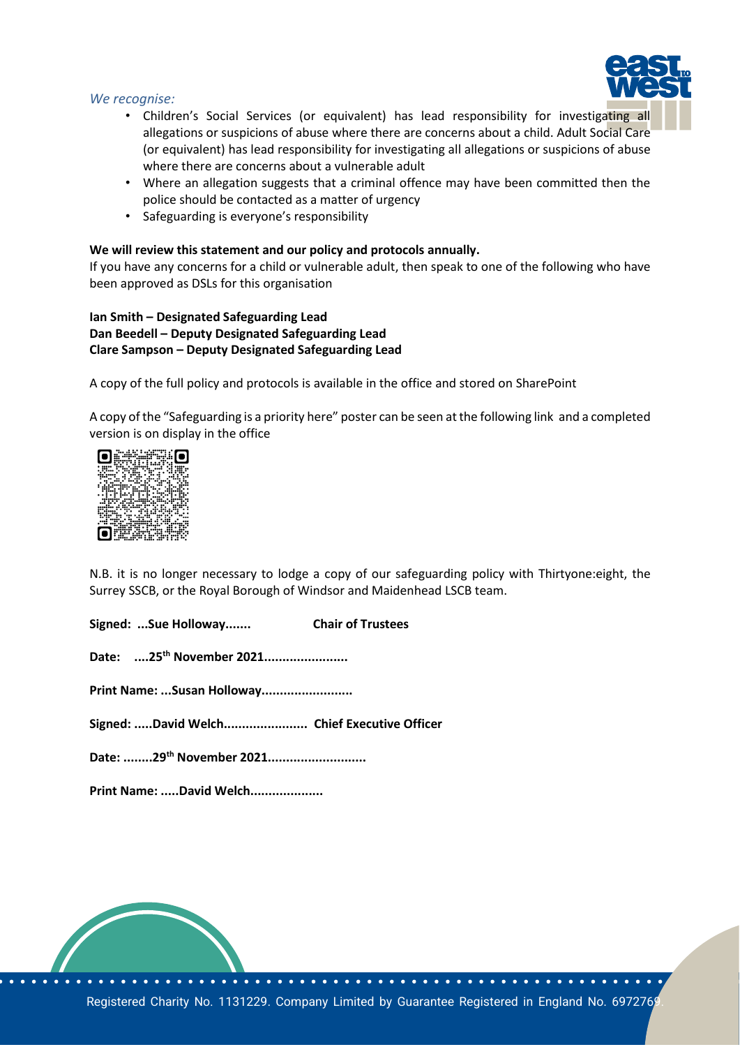*We recognise:*

- Children's Social Services (or equivalent) has lead responsibility for investigating all allegations or suspicions of abuse where there are concerns about a child. Adult Social Care (or equivalent) has lead responsibility for investigating all allegations or suspicions of abuse where there are concerns about a vulnerable adult
- Where an allegation suggests that a criminal offence may have been committed then the police should be contacted as a matter of urgency
- Safeguarding is everyone's responsibility

**We will review this statement and our policy and protocols annually.**

If you have any concerns for a child or vulnerable adult, then speak to one of the following who have been approved as DSLs for this organisation

**Ian Smith – Designated Safeguarding Lead**
**Dan Beedell – Deputy Designated Safeguarding Lead**
**Clare Sampson – Deputy Designated Safeguarding Lead**

A copy of the full policy and protocols is available in the office and stored on SharePoint

A copy of the "Safeguarding is a priority here" poster can be seen at the following link and a completed version is on display in the office

N.B. it is no longer necessary to lodge a copy of our safeguarding policy with Thirtyone:eight, the Surrey SSCB, or the Royal Borough of Windsor and Maidenhead LSCB team.

**Signed: ...Sue Holloway....... Chair of Trustees**

**Date: ....25th November 2021.......................**

**Print Name: ...Susan Holloway.........................**

**Signed: .....David Welch....................... Chief Executive Officer**

**Date: ........29th November 2021...........................**

**Print Name: .....David Welch....................**

Registered Charity No. 1131229. Company Limited by Guarantee Registered in England No. 6972769.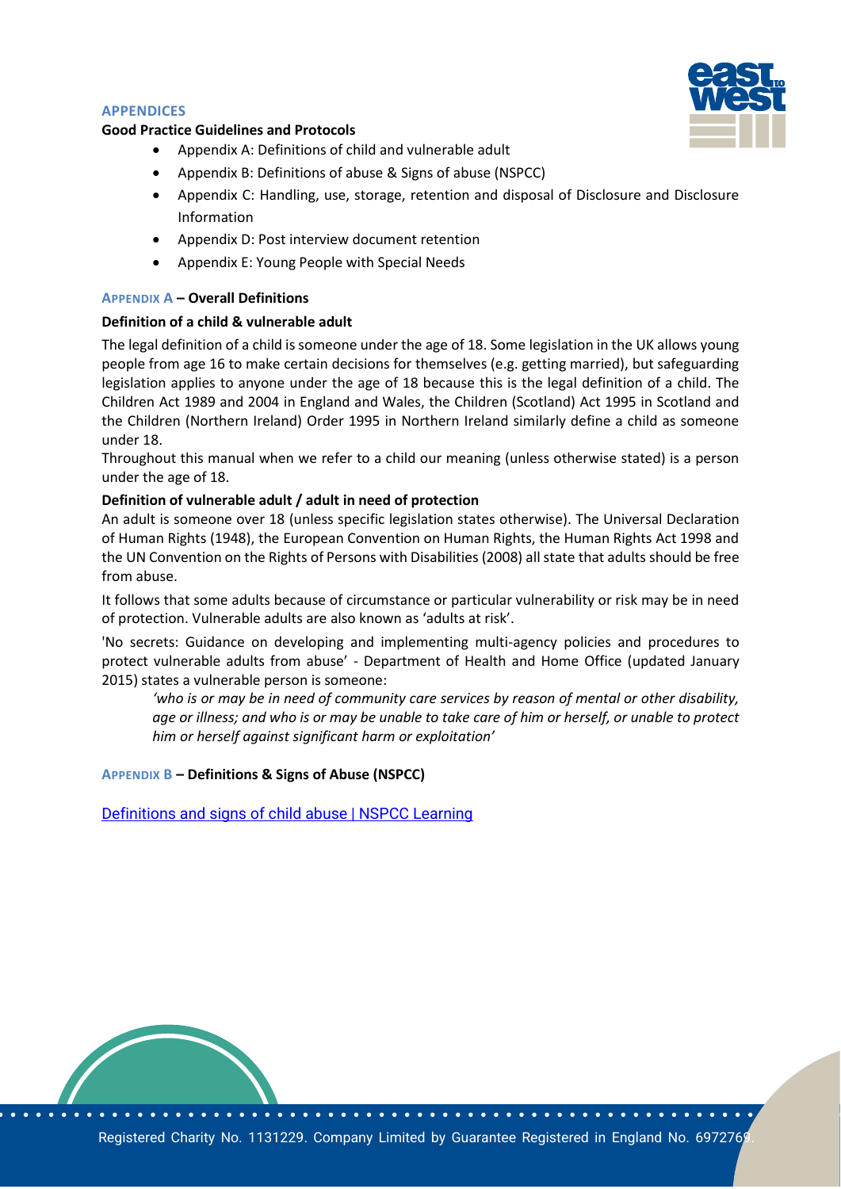## APPENDICES

**Good Practice Guidelines and Protocols**

- Appendix A: Definitions of child and vulnerable adult
- Appendix B: Definitions of abuse & Signs of abuse (NSPCC)
- Appendix C: Handling, use, storage, retention and disposal of Disclosure and Disclosure Information
- Appendix D: Post interview document retention
- Appendix E: Young People with Special Needs

### APPENDIX A – Overall Definitions

**Definition of a child & vulnerable adult**

The legal definition of a child is someone under the age of 18. Some legislation in the UK allows young people from age 16 to make certain decisions for themselves (e.g. getting married), but safeguarding legislation applies to anyone under the age of 18 because this is the legal definition of a child. The Children Act 1989 and 2004 in England and Wales, the Children (Scotland) Act 1995 in Scotland and the Children (Northern Ireland) Order 1995 in Northern Ireland similarly define a child as someone under 18.

Throughout this manual when we refer to a child our meaning (unless otherwise stated) is a person under the age of 18.

**Definition of vulnerable adult / adult in need of protection**

An adult is someone over 18 (unless specific legislation states otherwise). The Universal Declaration of Human Rights (1948), the European Convention on Human Rights, the Human Rights Act 1998 and the UN Convention on the Rights of Persons with Disabilities (2008) all state that adults should be free from abuse.

It follows that some adults because of circumstance or particular vulnerability or risk may be in need of protection. Vulnerable adults are also known as 'adults at risk'.

'No secrets: Guidance on developing and implementing multi-agency policies and procedures to protect vulnerable adults from abuse' - Department of Health and Home Office (updated January 2015) states a vulnerable person is someone:

> *'who is or may be in need of community care services by reason of mental or other disability, age or illness; and who is or may be unable to take care of him or herself, or unable to protect him or herself against significant harm or exploitation'*

### APPENDIX B – Definitions & Signs of Abuse (NSPCC)

[Definitions and signs of child abuse | NSPCC Learning]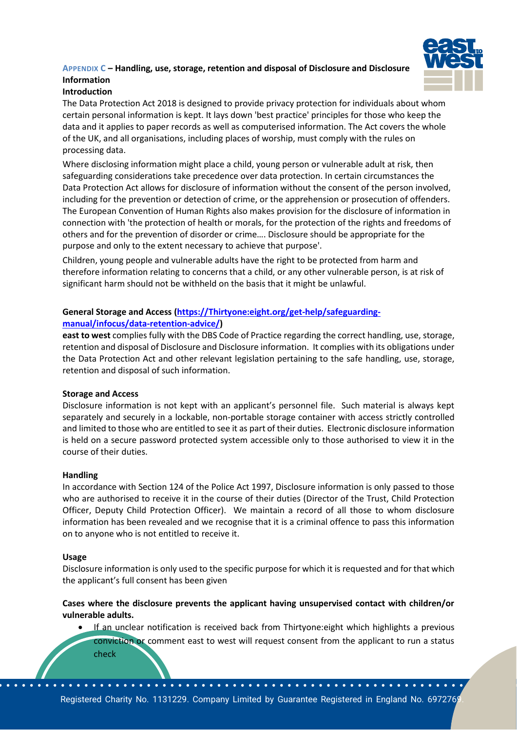## APPENDIX C – Handling, use, storage, retention and disposal of Disclosure and Disclosure Information

### Introduction

The Data Protection Act 2018 is designed to provide privacy protection for individuals about whom certain personal information is kept. It lays down 'best practice' principles for those who keep the data and it applies to paper records as well as computerised information. The Act covers the whole of the UK, and all organisations, including places of worship, must comply with the rules on processing data.

Where disclosing information might place a child, young person or vulnerable adult at risk, then safeguarding considerations take precedence over data protection. In certain circumstances the Data Protection Act allows for disclosure of information without the consent of the person involved, including for the prevention or detection of crime, or the apprehension or prosecution of offenders. The European Convention of Human Rights also makes provision for the disclosure of information in connection with 'the protection of health or morals, for the protection of the rights and freedoms of others and for the prevention of disorder or crime…. Disclosure should be appropriate for the purpose and only to the extent necessary to achieve that purpose'.

Children, young people and vulnerable adults have the right to be protected from harm and therefore information relating to concerns that a child, or any other vulnerable person, is at risk of significant harm should not be withheld on the basis that it might be unlawful.

### General Storage and Access ([https://Thirtyone:eight.org/get-help/safeguarding-manual/infocus/data-retention-advice/](https://Thirtyone:eight.org/get-help/safeguarding-manual/infocus/data-retention-advice/))

**east to west** complies fully with the DBS Code of Practice regarding the correct handling, use, storage, retention and disposal of Disclosure and Disclosure information. It complies with its obligations under the Data Protection Act and other relevant legislation pertaining to the safe handling, use, storage, retention and disposal of such information.

### Storage and Access

Disclosure information is not kept with an applicant's personnel file. Such material is always kept separately and securely in a lockable, non-portable storage container with access strictly controlled and limited to those who are entitled to see it as part of their duties. Electronic disclosure information is held on a secure password protected system accessible only to those authorised to view it in the course of their duties.

### Handling

In accordance with Section 124 of the Police Act 1997, Disclosure information is only passed to those who are authorised to receive it in the course of their duties (Director of the Trust, Child Protection Officer, Deputy Child Protection Officer). We maintain a record of all those to whom disclosure information has been revealed and we recognise that it is a criminal offence to pass this information on to anyone who is not entitled to receive it.

### Usage

Disclosure information is only used to the specific purpose for which it is requested and for that which the applicant's full consent has been given

### Cases where the disclosure prevents the applicant having unsupervised contact with children/or vulnerable adults.

- If an unclear notification is received back from Thirtyone:eight which highlights a previous conviction or comment east to west will request consent from the applicant to run a status check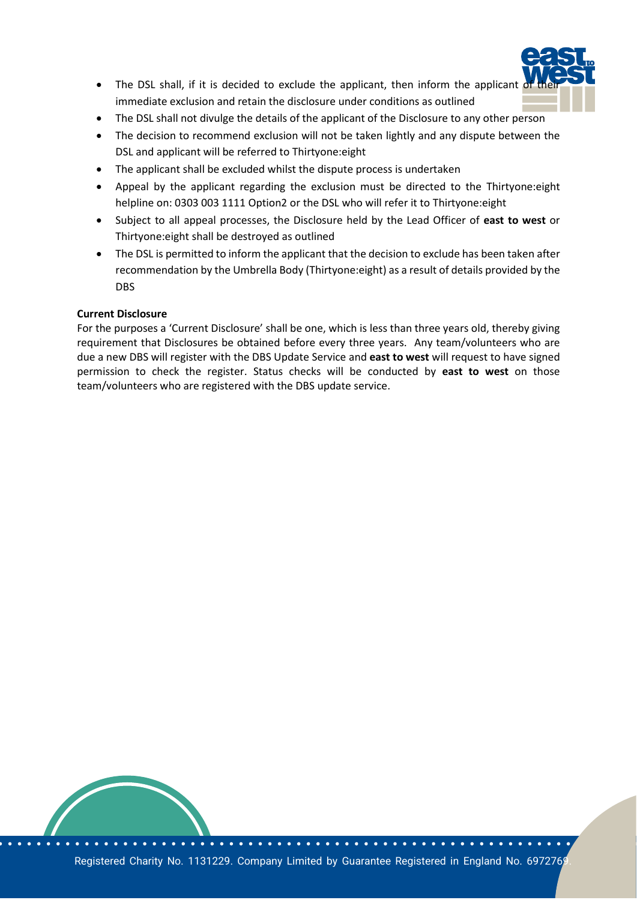- The DSL shall, if it is decided to exclude the applicant, then inform the applicant of their immediate exclusion and retain the disclosure under conditions as outlined
- The DSL shall not divulge the details of the applicant of the Disclosure to any other person
- The decision to recommend exclusion will not be taken lightly and any dispute between the DSL and applicant will be referred to Thirtyone:eight
- The applicant shall be excluded whilst the dispute process is undertaken
- Appeal by the applicant regarding the exclusion must be directed to the Thirtyone:eight helpline on: 0303 003 1111 Option2 or the DSL who will refer it to Thirtyone:eight
- Subject to all appeal processes, the Disclosure held by the Lead Officer of **east to west** or Thirtyone:eight shall be destroyed as outlined
- The DSL is permitted to inform the applicant that the decision to exclude has been taken after recommendation by the Umbrella Body (Thirtyone:eight) as a result of details provided by the DBS

**Current Disclosure**

For the purposes a 'Current Disclosure' shall be one, which is less than three years old, thereby giving requirement that Disclosures be obtained before every three years. Any team/volunteers who are due a new DBS will register with the DBS Update Service and **east to west** will request to have signed permission to check the register. Status checks will be conducted by **east to west** on those team/volunteers who are registered with the DBS update service.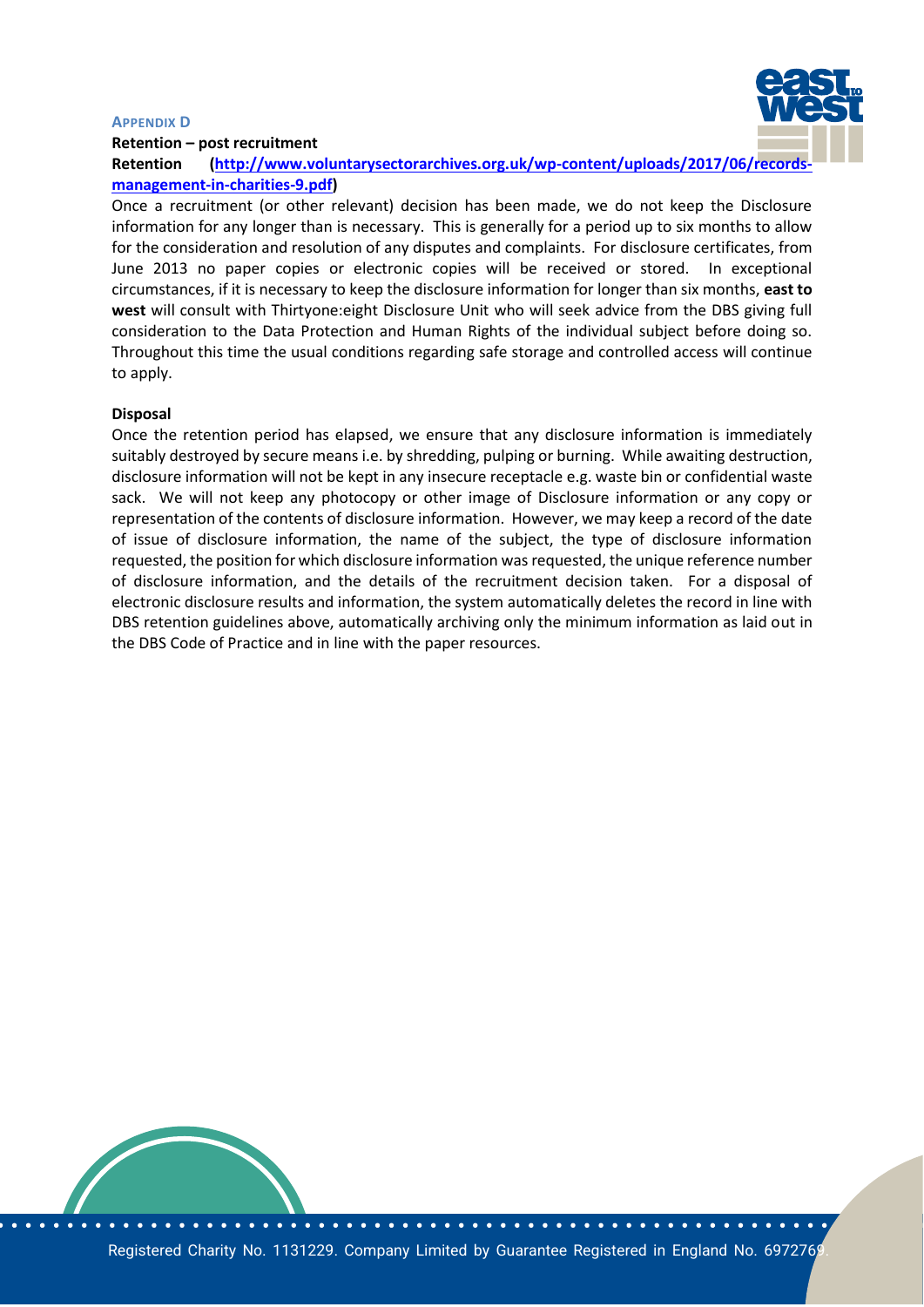## Appendix D

**Retention – post recruitment**

**Retention (http://www.voluntarysectorarchives.org.uk/wp-content/uploads/2017/06/records-management-in-charities-9.pdf)**

Once a recruitment (or other relevant) decision has been made, we do not keep the Disclosure information for any longer than is necessary. This is generally for a period up to six months to allow for the consideration and resolution of any disputes and complaints. For disclosure certificates, from June 2013 no paper copies or electronic copies will be received or stored. In exceptional circumstances, if it is necessary to keep the disclosure information for longer than six months, **east to west** will consult with Thirtyone:eight Disclosure Unit who will seek advice from the DBS giving full consideration to the Data Protection and Human Rights of the individual subject before doing so. Throughout this time the usual conditions regarding safe storage and controlled access will continue to apply.

**Disposal**

Once the retention period has elapsed, we ensure that any disclosure information is immediately suitably destroyed by secure means i.e. by shredding, pulping or burning. While awaiting destruction, disclosure information will not be kept in any insecure receptacle e.g. waste bin or confidential waste sack. We will not keep any photocopy or other image of Disclosure information or any copy or representation of the contents of disclosure information. However, we may keep a record of the date of issue of disclosure information, the name of the subject, the type of disclosure information requested, the position for which disclosure information was requested, the unique reference number of disclosure information, and the details of the recruitment decision taken. For a disposal of electronic disclosure results and information, the system automatically deletes the record in line with DBS retention guidelines above, automatically archiving only the minimum information as laid out in the DBS Code of Practice and in line with the paper resources.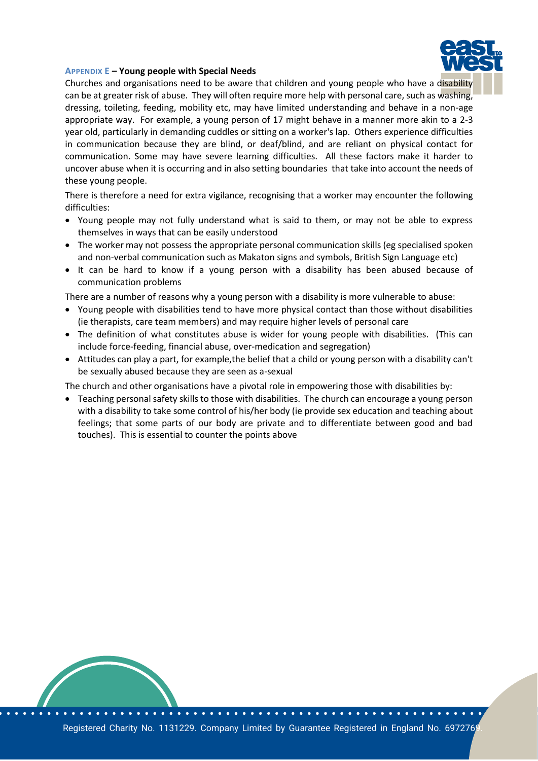### APPENDIX E – Young people with Special Needs

Churches and organisations need to be aware that children and young people who have a disability can be at greater risk of abuse. They will often require more help with personal care, such as washing, dressing, toileting, feeding, mobility etc, may have limited understanding and behave in a non-age appropriate way. For example, a young person of 17 might behave in a manner more akin to a 2-3 year old, particularly in demanding cuddles or sitting on a worker's lap. Others experience difficulties in communication because they are blind, or deaf/blind, and are reliant on physical contact for communication. Some may have severe learning difficulties. All these factors make it harder to uncover abuse when it is occurring and in also setting boundaries that take into account the needs of these young people.

There is therefore a need for extra vigilance, recognising that a worker may encounter the following difficulties:

- Young people may not fully understand what is said to them, or may not be able to express themselves in ways that can be easily understood
- The worker may not possess the appropriate personal communication skills (eg specialised spoken and non-verbal communication such as Makaton signs and symbols, British Sign Language etc)
- It can be hard to know if a young person with a disability has been abused because of communication problems

There are a number of reasons why a young person with a disability is more vulnerable to abuse:

- Young people with disabilities tend to have more physical contact than those without disabilities (ie therapists, care team members) and may require higher levels of personal care
- The definition of what constitutes abuse is wider for young people with disabilities. (This can include force-feeding, financial abuse, over-medication and segregation)
- Attitudes can play a part, for example,the belief that a child or young person with a disability can't be sexually abused because they are seen as a-sexual

The church and other organisations have a pivotal role in empowering those with disabilities by:

- Teaching personal safety skills to those with disabilities. The church can encourage a young person with a disability to take some control of his/her body (ie provide sex education and teaching about feelings; that some parts of our body are private and to differentiate between good and bad touches). This is essential to counter the points above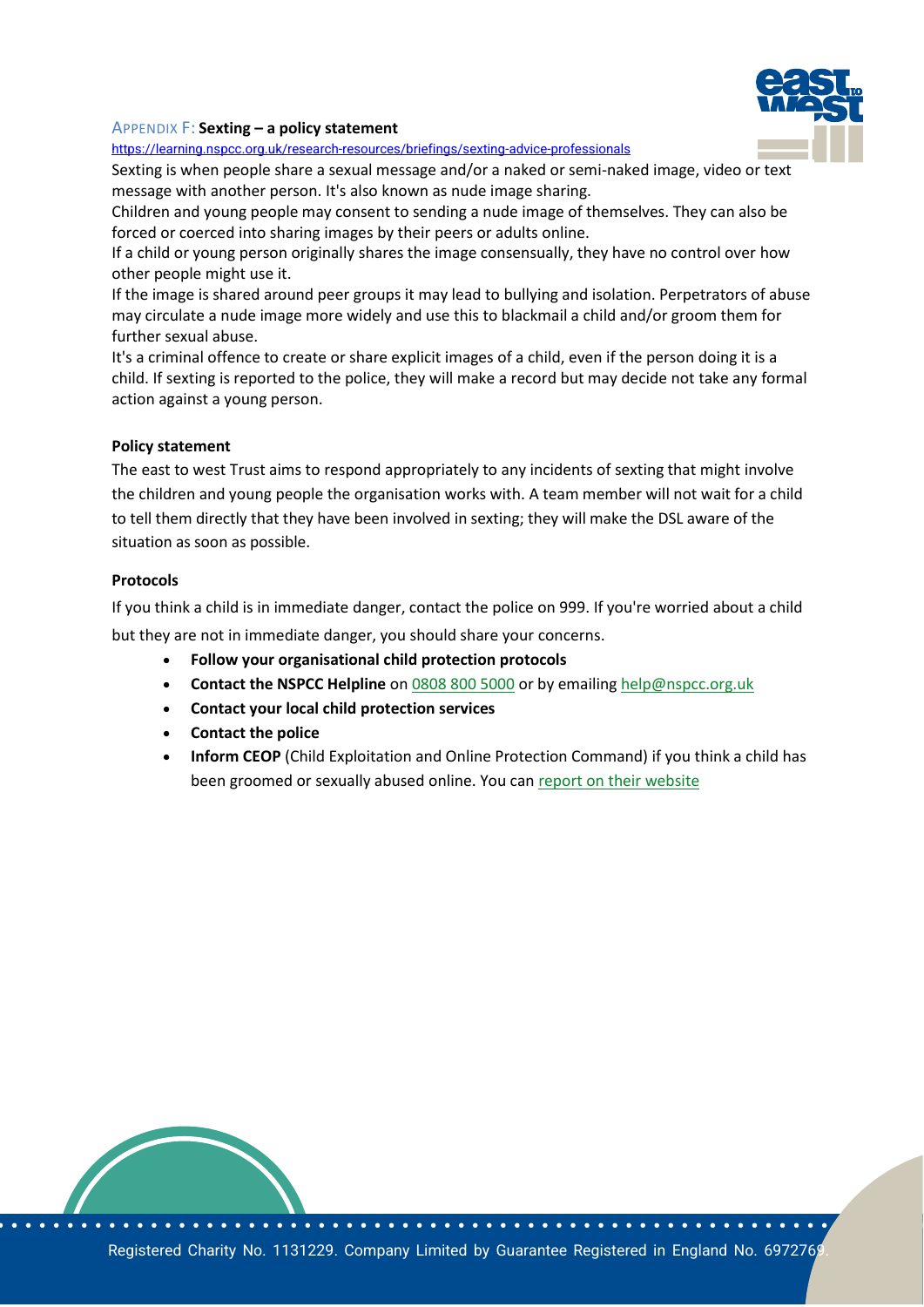## Appendix F: **Sexting – a policy statement**

https://learning.nspcc.org.uk/research-resources/briefings/sexting-advice-professionals

Sexting is when people share a sexual message and/or a naked or semi-naked image, video or text message with another person. It's also known as nude image sharing.

Children and young people may consent to sending a nude image of themselves. They can also be forced or coerced into sharing images by their peers or adults online.

If a child or young person originally shares the image consensually, they have no control over how other people might use it.

If the image is shared around peer groups it may lead to bullying and isolation. Perpetrators of abuse may circulate a nude image more widely and use this to blackmail a child and/or groom them for further sexual abuse.

It's a criminal offence to create or share explicit images of a child, even if the person doing it is a child. If sexting is reported to the police, they will make a record but may decide not take any formal action against a young person.

**Policy statement**

The east to west Trust aims to respond appropriately to any incidents of sexting that might involve the children and young people the organisation works with. A team member will not wait for a child to tell them directly that they have been involved in sexting; they will make the DSL aware of the situation as soon as possible.

**Protocols**

If you think a child is in immediate danger, contact the police on 999. If you're worried about a child but they are not in immediate danger, you should share your concerns.

- **Follow your organisational child protection protocols**
- **Contact the NSPCC Helpline** on 0808 800 5000 or by emailing help@nspcc.org.uk
- **Contact your local child protection services**
- **Contact the police**
- **Inform CEOP** (Child Exploitation and Online Protection Command) if you think a child has been groomed or sexually abused online. You can report on their website